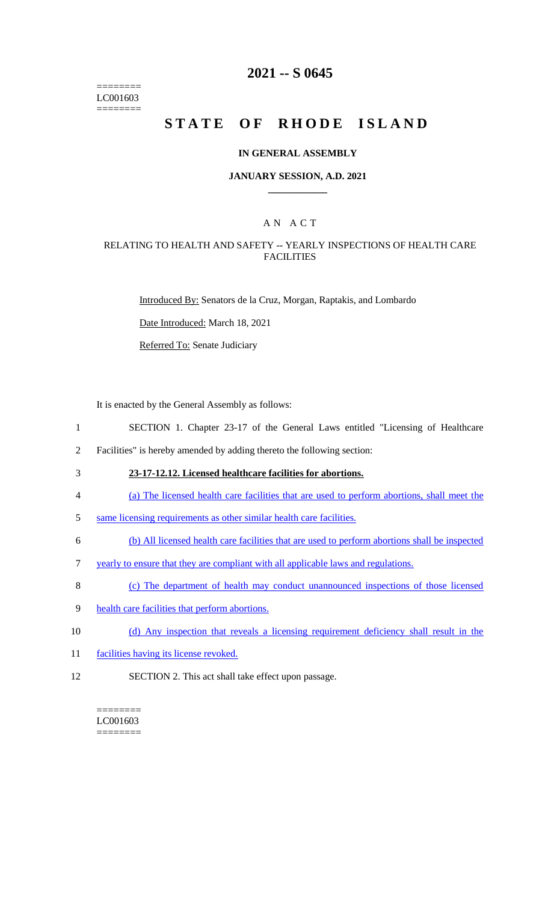========
LC001603
========

# 2021 -- S 0645

# STATE OF RHODE ISLAND

## IN GENERAL ASSEMBLY

## JANUARY SESSION, A.D. 2021

## AN ACT

### RELATING TO HEALTH AND SAFETY -- YEARLY INSPECTIONS OF HEALTH CARE FACILITIES

Introduced By: Senators de la Cruz, Morgan, Raptakis, and Lombardo

Date Introduced: March 18, 2021

Referred To: Senate Judiciary

It is enacted by the General Assembly as follows:

1 SECTION 1. Chapter 23-17 of the General Laws entitled "Licensing of Healthcare
2 Facilities" is hereby amended by adding thereto the following section:

3 **23-17-12.12. Licensed healthcare facilities for abortions.**

4 (a) The licensed health care facilities that are used to perform abortions, shall meet the
5 same licensing requirements as other similar health care facilities.

6 (b) All licensed health care facilities that are used to perform abortions shall be inspected
7 yearly to ensure that they are compliant with all applicable laws and regulations.

8 (c) The department of health may conduct unannounced inspections of those licensed
9 health care facilities that perform abortions.

10 (d) Any inspection that reveals a licensing requirement deficiency shall result in the
11 facilities having its license revoked.

12 SECTION 2. This act shall take effect upon passage.

========
LC001603
========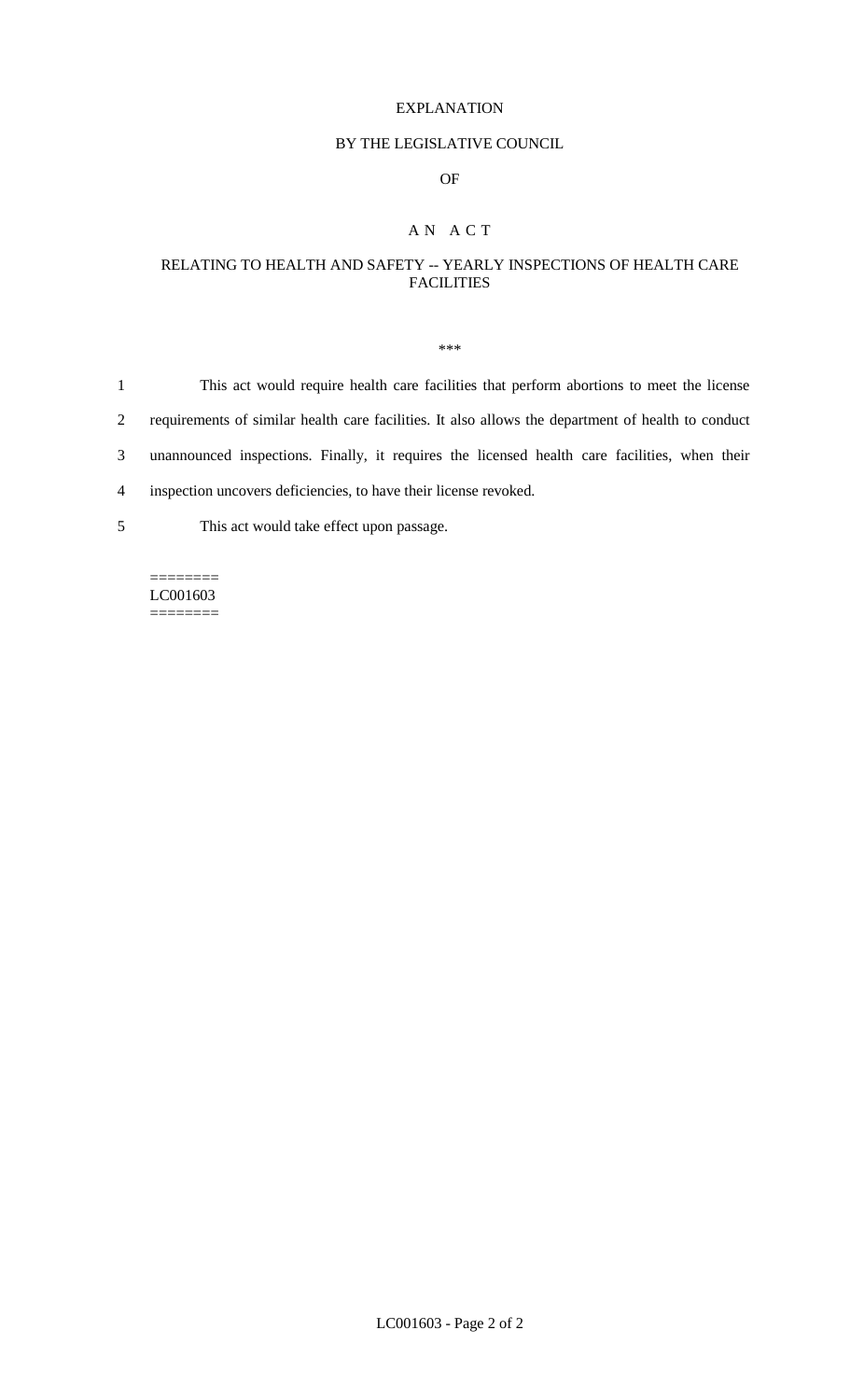EXPLANATION

BY THE LEGISLATIVE COUNCIL

OF

A N A C T

RELATING TO HEALTH AND SAFETY -- YEARLY INSPECTIONS OF HEALTH CARE FACILITIES

\*\*\*

1 This act would require health care facilities that perform abortions to meet the license
2 requirements of similar health care facilities. It also allows the department of health to conduct
3 unannounced inspections. Finally, it requires the licensed health care facilities, when their
4 inspection uncovers deficiencies, to have their license revoked.

5 This act would take effect upon passage.

========
LC001603
========